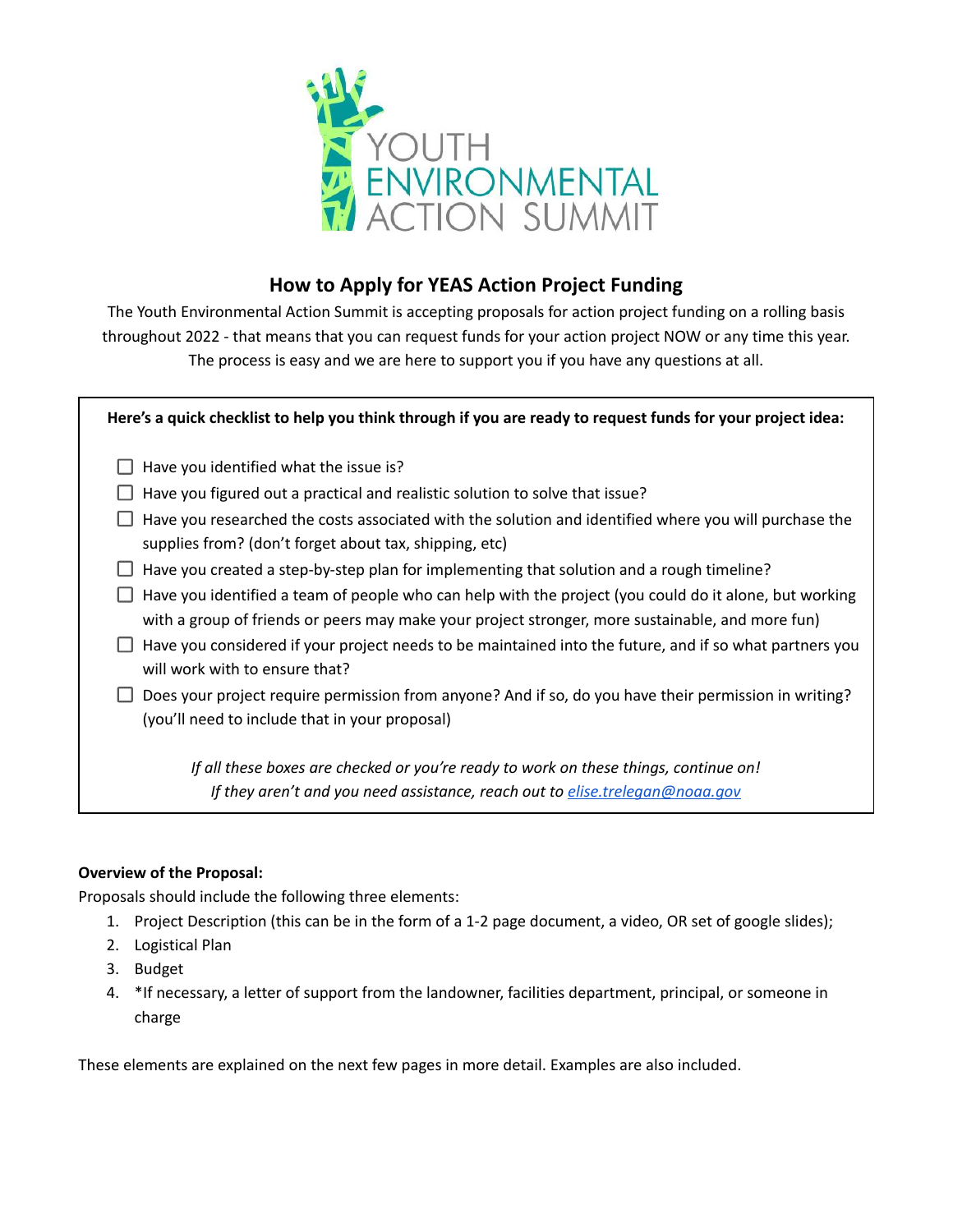# How to Apply for YEAS Action Project Funding

The Youth Environmental Action Summit is accepting proposals for action project funding on a rolling basis throughout 2022 - that means that you can request funds for your action project NOW or any time this year. The process is easy and we are here to support you if you have any questions at all.

**Here's a quick checklist to help you think through if you are ready to request funds for your project idea:**

- [ ] Have you identified what the issue is?
- [ ] Have you figured out a practical and realistic solution to solve that issue?
- [ ] Have you researched the costs associated with the solution and identified where you will purchase the supplies from? (don't forget about tax, shipping, etc)
- [ ] Have you created a step-by-step plan for implementing that solution and a rough timeline?
- [ ] Have you identified a team of people who can help with the project (you could do it alone, but working with a group of friends or peers may make your project stronger, more sustainable, and more fun)
- [ ] Have you considered if your project needs to be maintained into the future, and if so what partners you will work with to ensure that?
- [ ] Does your project require permission from anyone? And if so, do you have their permission in writing? (you'll need to include that in your proposal)

*If all these boxes are checked or you're ready to work on these things, continue on!*
*If they aren't and you need assistance, reach out to [elise.trelegan@noaa.gov](mailto:elise.trelegan@noaa.gov)*

**Overview of the Proposal:**

Proposals should include the following three elements:

1. Project Description (this can be in the form of a 1-2 page document, a video, OR set of google slides);
2. Logistical Plan
3. Budget
4. *If necessary, a letter of support from the landowner, facilities department, principal, or someone in charge

These elements are explained on the next few pages in more detail. Examples are also included.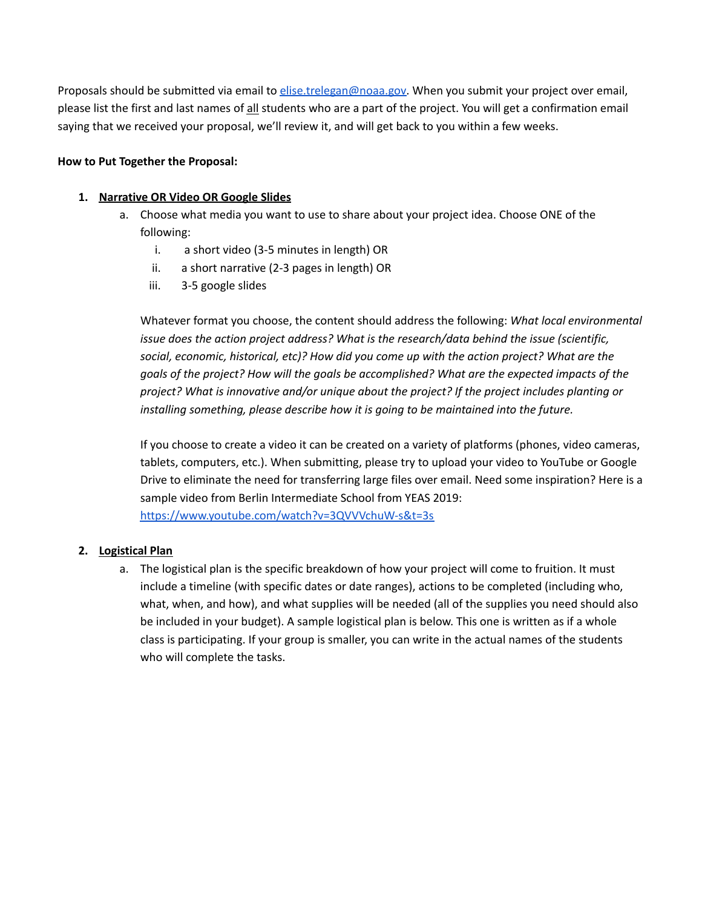Proposals should be submitted via email to [elise.trelegan@noaa.gov](mailto:elise.trelegan@noaa.gov). When you submit your project over email, please list the first and last names of <u>all</u> students who are a part of the project. You will get a confirmation email saying that we received your proposal, we'll review it, and will get back to you within a few weeks.

**How to Put Together the Proposal:**

1. **<u>Narrative OR Video OR Google Slides</u>**
    a. Choose what media you want to use to share about your project idea. Choose ONE of the following:
        i. a short video (3-5 minutes in length) OR
        ii. a short narrative (2-3 pages in length) OR
        iii. 3-5 google slides

    Whatever format you choose, the content should address the following: *What local environmental issue does the action project address? What is the research/data behind the issue (scientific, social, economic, historical, etc)? How did you come up with the action project? What are the goals of the project? How will the goals be accomplished? What are the expected impacts of the project? What is innovative and/or unique about the project? If the project includes planting or installing something, please describe how it is going to be maintained into the future.*

    If you choose to create a video it can be created on a variety of platforms (phones, video cameras, tablets, computers, etc.). When submitting, please try to upload your video to YouTube or Google Drive to eliminate the need for transferring large files over email. Need some inspiration? Here is a sample video from Berlin Intermediate School from YEAS 2019: https://www.youtube.com/watch?v=3QVVVchuW-s&t=3s

2. **<u>Logistical Plan</u>**
    a. The logistical plan is the specific breakdown of how your project will come to fruition. It must include a timeline (with specific dates or date ranges), actions to be completed (including who, what, when, and how), and what supplies will be needed (all of the supplies you need should also be included in your budget). A sample logistical plan is below. This one is written as if a whole class is participating. If your group is smaller, you can write in the actual names of the students who will complete the tasks.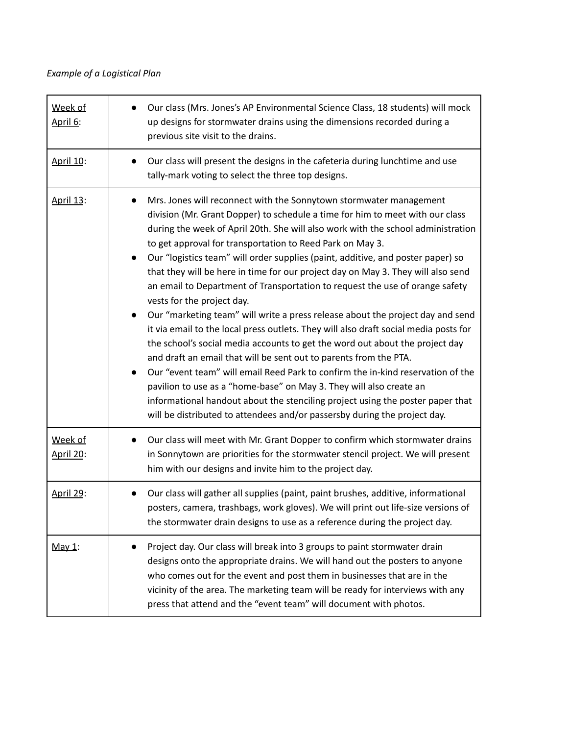*Example of a Logistical Plan*

| | |
|---|---|
| Week of April 6: | • Our class (Mrs. Jones's AP Environmental Science Class, 18 students) will mock up designs for stormwater drains using the dimensions recorded during a previous site visit to the drains. |
| April 10: | • Our class will present the designs in the cafeteria during lunchtime and use tally-mark voting to select the three top designs. |
| April 13: | • Mrs. Jones will reconnect with the Sonnytown stormwater management division (Mr. Grant Dopper) to schedule a time for him to meet with our class during the week of April 20th. She will also work with the school administration to get approval for transportation to Reed Park on May 3. <br> • Our "logistics team" will order supplies (paint, additive, and poster paper) so that they will be here in time for our project day on May 3. They will also send an email to Department of Transportation to request the use of orange safety vests for the project day. <br> • Our "marketing team" will write a press release about the project day and send it via email to the local press outlets. They will also draft social media posts for the school's social media accounts to get the word out about the project day and draft an email that will be sent out to parents from the PTA. <br> • Our "event team" will email Reed Park to confirm the in-kind reservation of the pavilion to use as a "home-base" on May 3. They will also create an informational handout about the stenciling project using the poster paper that will be distributed to attendees and/or passersby during the project day. |
| Week of April 20: | • Our class will meet with Mr. Grant Dopper to confirm which stormwater drains in Sonnytown are priorities for the stormwater stencil project. We will present him with our designs and invite him to the project day. |
| April 29: | • Our class will gather all supplies (paint, paint brushes, additive, informational posters, camera, trashbags, work gloves). We will print out life-size versions of the stormwater drain designs to use as a reference during the project day. |
| May 1: | • Project day. Our class will break into 3 groups to paint stormwater drain designs onto the appropriate drains. We will hand out the posters to anyone who comes out for the event and post them in businesses that are in the vicinity of the area. The marketing team will be ready for interviews with any press that attend and the "event team" will document with photos. |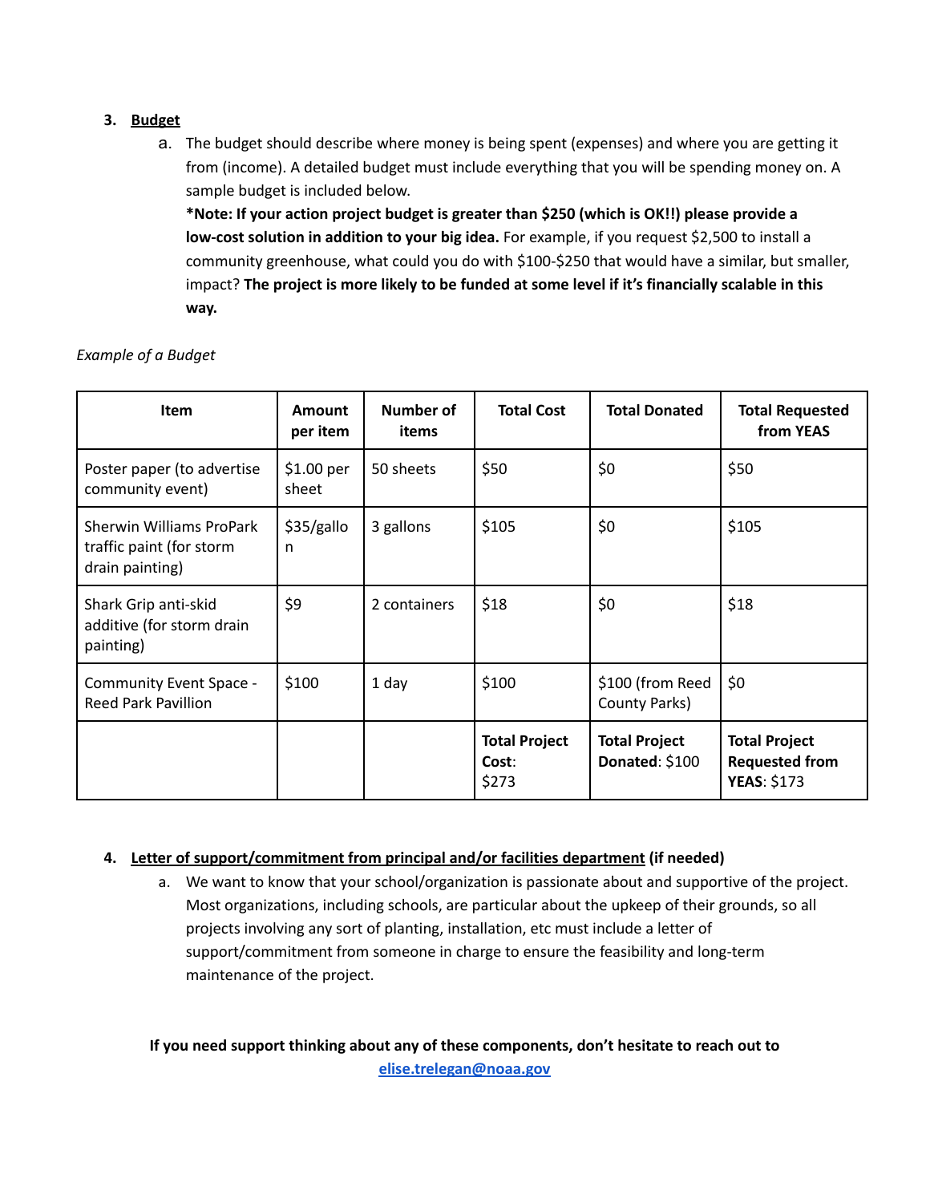3. **Budget**
   a. The budget should describe where money is being spent (expenses) and where you are getting it from (income). A detailed budget must include everything that you will be spending money on. A sample budget is included below.
   **\*Note: If your action project budget is greater than $250 (which is OK!!) please provide a low-cost solution in addition to your big idea.** For example, if you request $2,500 to install a community greenhouse, what could you do with $100-$250 that would have a similar, but smaller, impact? **The project is more likely to be funded at some level if it's financially scalable in this way.**

*Example of a Budget*

| Item | Amount per item | Number of items | Total Cost | Total Donated | Total Requested from YEAS |
|---|---|---|---|---|---|
| Poster paper (to advertise community event) | $1.00 per sheet | 50 sheets | $50 | $0 | $50 |
| Sherwin Williams ProPark traffic paint (for storm drain painting) | $35/gallon | 3 gallons | $105 | $0 | $105 |
| Shark Grip anti-skid additive (for storm drain painting) | $9 | 2 containers | $18 | $0 | $18 |
| Community Event Space - Reed Park Pavillion | $100 | 1 day | $100 | $100 (from Reed County Parks) | $0 |
| | | | **Total Project Cost**: $273 | **Total Project Donated**: $100 | **Total Project Requested from YEAS**: $173 |

4. **Letter of support/commitment from principal and/or facilities department** **(if needed)**
   a. We want to know that your school/organization is passionate about and supportive of the project. Most organizations, including schools, are particular about the upkeep of their grounds, so all projects involving any sort of planting, installation, etc must include a letter of support/commitment from someone in charge to ensure the feasibility and long-term maintenance of the project.

**If you need support thinking about any of these components, don't hesitate to reach out to elise.trelegan@noaa.gov**